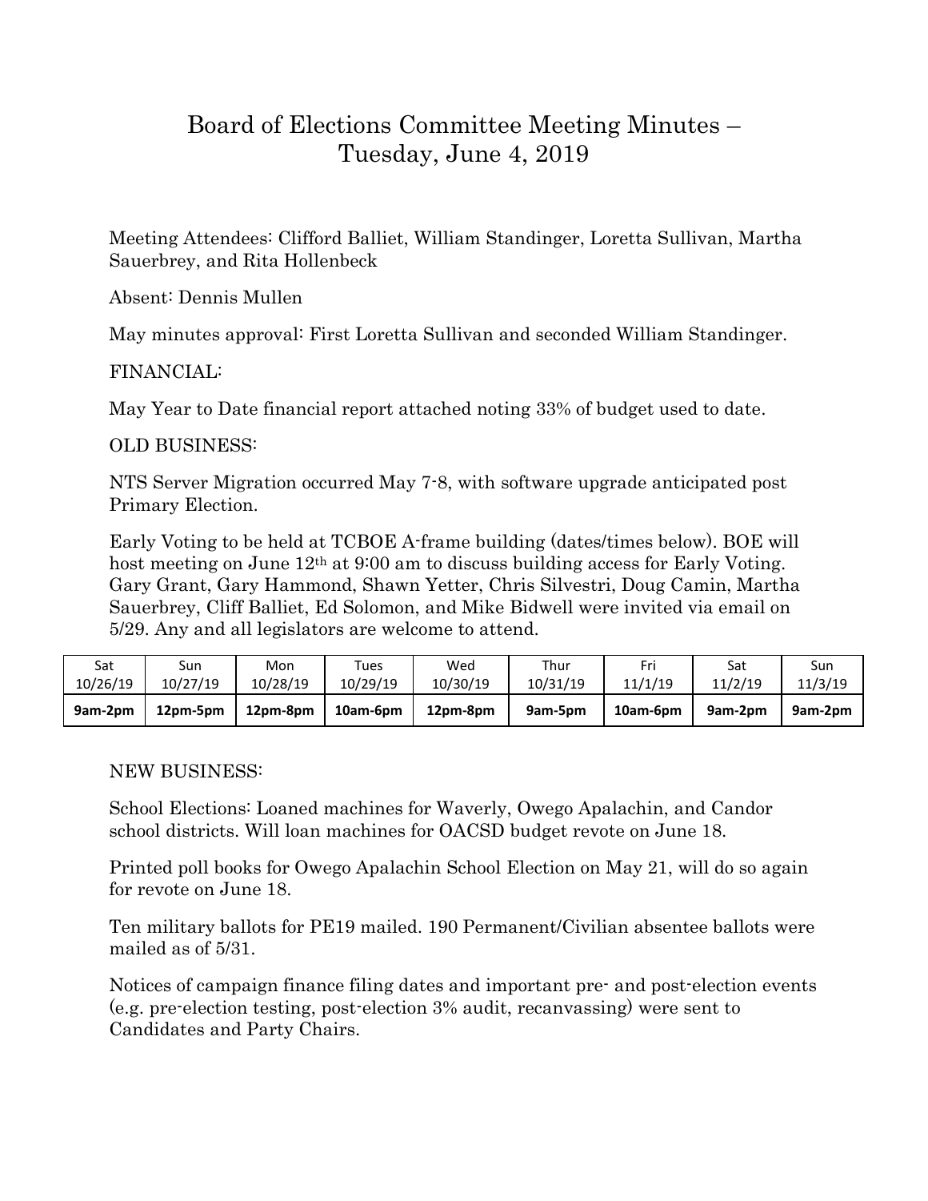# Board of Elections Committee Meeting Minutes – Tuesday, June 4, 2019

Meeting Attendees: Clifford Balliet, William Standinger, Loretta Sullivan, Martha Sauerbrey, and Rita Hollenbeck

Absent: Dennis Mullen

May minutes approval: First Loretta Sullivan and seconded William Standinger.

FINANCIAL:

May Year to Date financial report attached noting 33% of budget used to date.

OLD BUSINESS:

NTS Server Migration occurred May 7-8, with software upgrade anticipated post Primary Election.

Early Voting to be held at TCBOE A-frame building (dates/times below). BOE will host meeting on June 12th at 9:00 am to discuss building access for Early Voting. Gary Grant, Gary Hammond, Shawn Yetter, Chris Silvestri, Doug Camin, Martha Sauerbrey, Cliff Balliet, Ed Solomon, and Mike Bidwell were invited via email on 5/29. Any and all legislators are welcome to attend.

| Sat 10/26/19 | Sun 10/27/19 | Mon 10/28/19 | Tues 10/29/19 | Wed 10/30/19 | Thur 10/31/19 | Fri 11/1/19 | Sat 11/2/19 | Sun 11/3/19 |
|---|---|---|---|---|---|---|---|---|
| **9am-2pm** | **12pm-5pm** | **12pm-8pm** | **10am-6pm** | **12pm-8pm** | **9am-5pm** | **10am-6pm** | **9am-2pm** | **9am-2pm** |

NEW BUSINESS:

School Elections: Loaned machines for Waverly, Owego Apalachin, and Candor school districts. Will loan machines for OACSD budget revote on June 18.

Printed poll books for Owego Apalachin School Election on May 21, will do so again for revote on June 18.

Ten military ballots for PE19 mailed. 190 Permanent/Civilian absentee ballots were mailed as of 5/31.

Notices of campaign finance filing dates and important pre- and post-election events (e.g. pre-election testing, post-election 3% audit, recanvassing) were sent to Candidates and Party Chairs.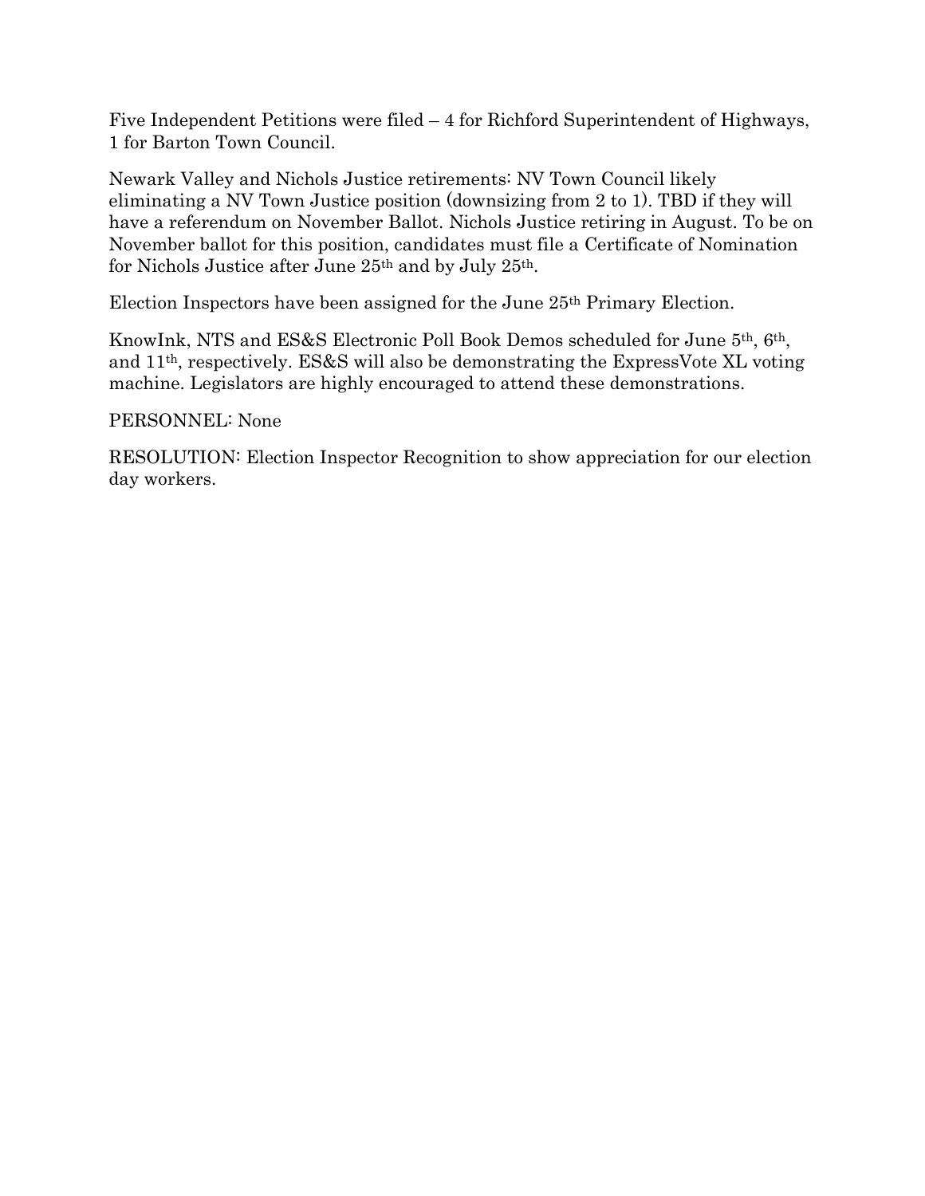Five Independent Petitions were filed – 4 for Richford Superintendent of Highways, 1 for Barton Town Council.

Newark Valley and Nichols Justice retirements: NV Town Council likely eliminating a NV Town Justice position (downsizing from 2 to 1). TBD if they will have a referendum on November Ballot. Nichols Justice retiring in August. To be on November ballot for this position, candidates must file a Certificate of Nomination for Nichols Justice after June 25th and by July 25th.

Election Inspectors have been assigned for the June 25th Primary Election.

KnowInk, NTS and ES&S Electronic Poll Book Demos scheduled for June 5th, 6th, and 11th, respectively. ES&S will also be demonstrating the ExpressVote XL voting machine. Legislators are highly encouraged to attend these demonstrations.

PERSONNEL: None

RESOLUTION: Election Inspector Recognition to show appreciation for our election day workers.